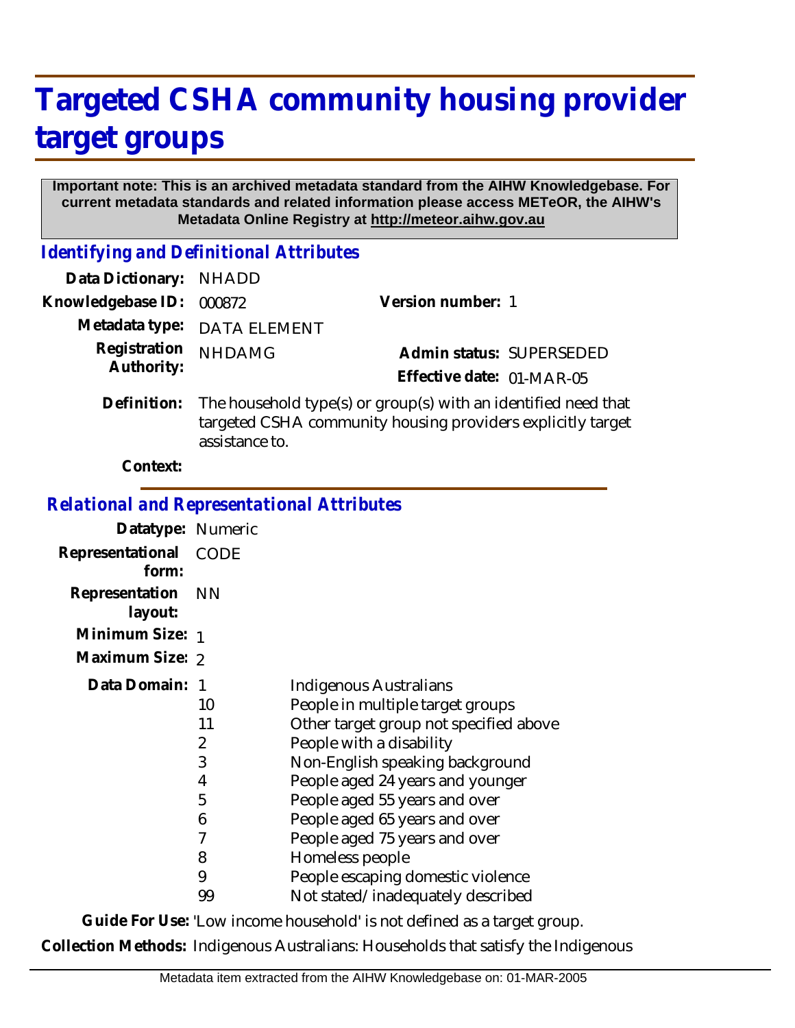# Targeted CSHA community housing provider target groups

**Important note: This is an archived metadata standard from the AIHW Knowledgebase. For current metadata standards and related information please access METeOR, the AIHW's Metadata Online Registry at http://meteor.aihw.gov.au**

## *Identifying and Definitional Attributes*

**Data Dictionary:** NHADD

**Knowledgebase ID:** 000872

**Version number:** 1

**Metadata type:** DATA ELEMENT

**Registration Authority:** NHDAMG

**Admin status:** SUPERSEDED

**Effective date:** 01-MAR-05

**Definition:** The household type(s) or group(s) with an identified need that targeted CSHA community housing providers explicitly target assistance to.

**Context:**

## *Relational and Representational Attributes*

**Datatype:** Numeric

**Representational form:** CODE

**Representation layout:** NN

**Minimum Size:** 1

**Maximum Size:** 2

**Data Domain:**

| Code | Description |
|---|---|
| 1 | Indigenous Australians |
| 10 | People in multiple target groups |
| 11 | Other target group not specified above |
| 2 | People with a disability |
| 3 | Non-English speaking background |
| 4 | People aged 24 years and younger |
| 5 | People aged 55 years and over |
| 6 | People aged 65 years and over |
| 7 | People aged 75 years and over |
| 8 | Homeless people |
| 9 | People escaping domestic violence |
| 99 | Not stated/inadequately described |

**Guide For Use:** 'Low income household' is not defined as a target group.

**Collection Methods:** Indigenous Australians: Households that satisfy the Indigenous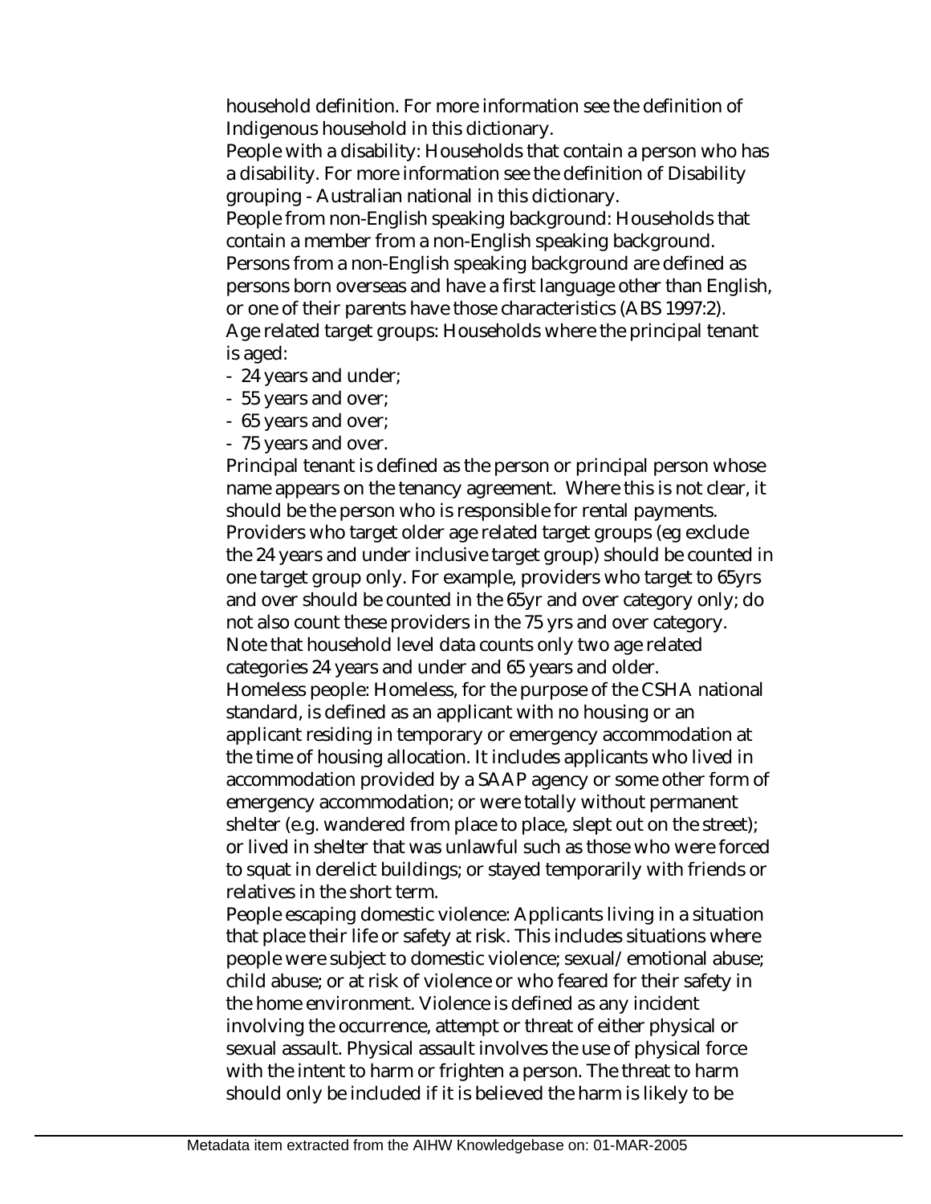household definition. For more information see the definition of Indigenous household in this dictionary.

People with a disability: Households that contain a person who has a disability. For more information see the definition of Disability grouping - Australian national in this dictionary.

People from non-English speaking background: Households that contain a member from a non-English speaking background. Persons from a non-English speaking background are defined as persons born overseas and have a first language other than English, or one of their parents have those characteristics (ABS 1997:2).

Age related target groups: Households where the principal tenant is aged:

- 24 years and under;
- 55 years and over;
- 65 years and over;
- 75 years and over.

Principal tenant is defined as the person or principal person whose name appears on the tenancy agreement. Where this is not clear, it should be the person who is responsible for rental payments.

Providers who target older age related target groups (eg exclude the 24 years and under inclusive target group) should be counted in one target group only. For example, providers who target to 65yrs and over should be counted in the 65yr and over category only; do not also count these providers in the 75 yrs and over category.

Note that household level data counts only two age related categories 24 years and under and 65 years and older.

Homeless people: Homeless, for the purpose of the CSHA national standard, is defined as an applicant with no housing or an applicant residing in temporary or emergency accommodation at the time of housing allocation. It includes applicants who lived in accommodation provided by a SAAP agency or some other form of emergency accommodation; or were totally without permanent shelter (e.g. wandered from place to place, slept out on the street); or lived in shelter that was unlawful such as those who were forced to squat in derelict buildings; or stayed temporarily with friends or relatives in the short term.

People escaping domestic violence: Applicants living in a situation that place their life or safety at risk. This includes situations where people were subject to domestic violence; sexual/emotional abuse; child abuse; or at risk of violence or who feared for their safety in the home environment. Violence is defined as any incident involving the occurrence, attempt or threat of either physical or sexual assault. Physical assault involves the use of physical force with the intent to harm or frighten a person. The threat to harm should only be included if it is believed the harm is likely to be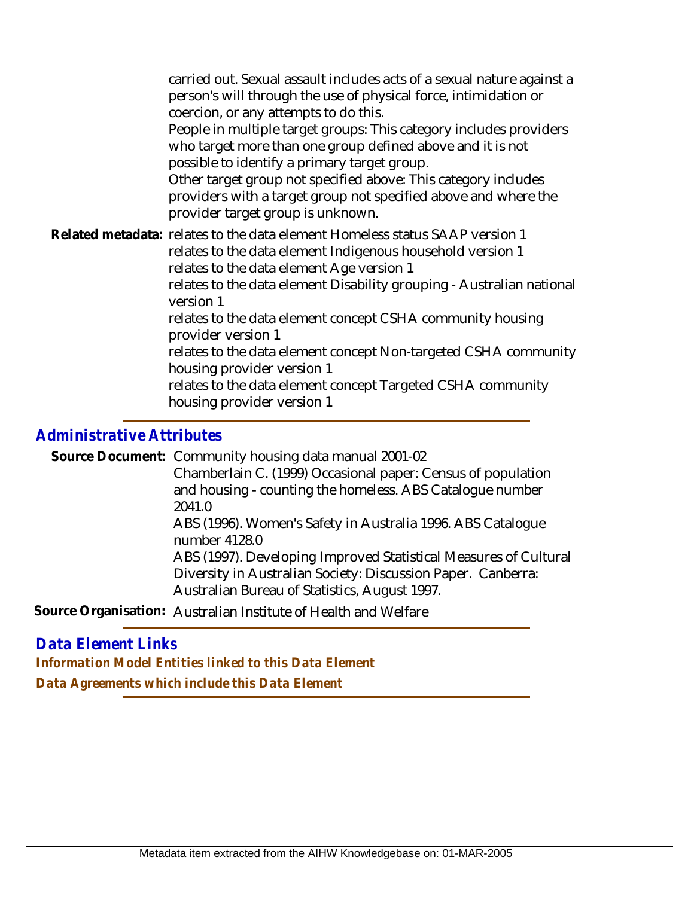carried out. Sexual assault includes acts of a sexual nature against a person's will through the use of physical force, intimidation or coercion, or any attempts to do this.

People in multiple target groups: This category includes providers who target more than one group defined above and it is not possible to identify a primary target group.

Other target group not specified above: This category includes providers with a target group not specified above and where the provider target group is unknown.

**Related metadata:** relates to the data element Homeless status SAAP version 1
relates to the data element Indigenous household version 1
relates to the data element Age version 1
relates to the data element Disability grouping - Australian national version 1
relates to the data element concept CSHA community housing provider version 1
relates to the data element concept Non-targeted CSHA community housing provider version 1
relates to the data element concept Targeted CSHA community housing provider version 1

## *Administrative Attributes*

**Source Document:** Community housing data manual 2001-02
Chamberlain C. (1999) Occasional paper: Census of population and housing - counting the homeless. ABS Catalogue number 2041.0
ABS (1996). Women's Safety in Australia 1996. ABS Catalogue number 4128.0
ABS (1997). Developing Improved Statistical Measures of Cultural Diversity in Australian Society: Discussion Paper. Canberra: Australian Bureau of Statistics, August 1997.

**Source Organisation:** Australian Institute of Health and Welfare

## *Data Element Links*

***Information Model Entities linked to this Data Element***

***Data Agreements which include this Data Element***